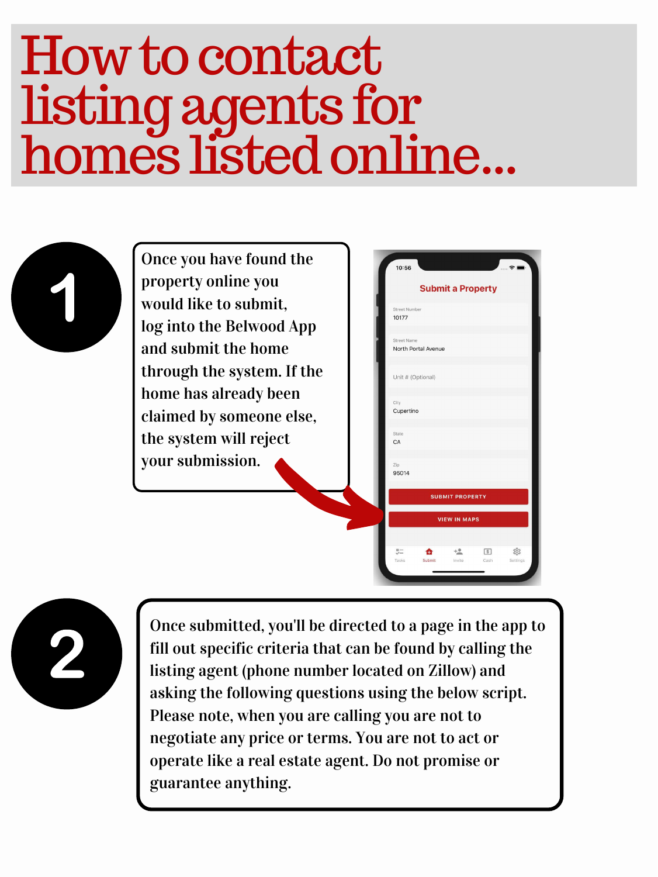# How to contact listing agents for homes listed online...

**1**

Once you have found the property online you would like to submit, log into the Belwood App and submit the home through the system. If the home has already been claimed by someone else, the system will reject your submission.

**2**

Once submitted, you'll be directed to a page in the app to fill out specific criteria that can be found by calling the listing agent (phone number located on Zillow) and asking the following questions using the below script. Please note, when you are calling you are not to negotiate any price or terms. You are not to act or operate like a real estate agent. Do not promise or guarantee anything.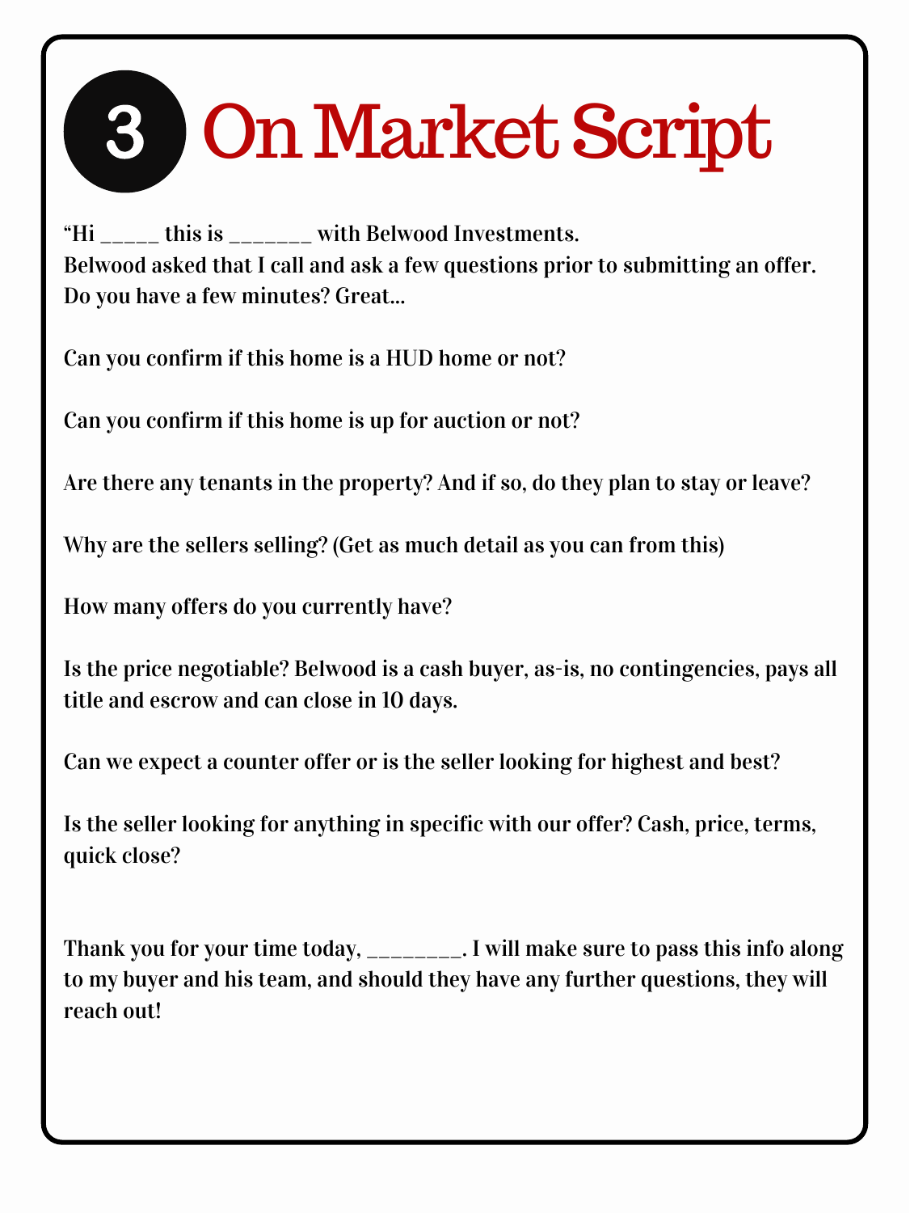# 3 On Market Script

“Hi _____ this is _______ with Belwood Investments.
Belwood asked that I call and ask a few questions prior to submitting an offer.
Do you have a few minutes? Great...

Can you confirm if this home is a HUD home or not?

Can you confirm if this home is up for auction or not?

Are there any tenants in the property? And if so, do they plan to stay or leave?

Why are the sellers selling? (Get as much detail as you can from this)

How many offers do you currently have?

Is the price negotiable? Belwood is a cash buyer, as-is, no contingencies, pays all title and escrow and can close in 10 days.

Can we expect a counter offer or is the seller looking for highest and best?

Is the seller looking for anything in specific with our offer? Cash, price, terms, quick close?

Thank you for your time today, ________. I will make sure to pass this info along to my buyer and his team, and should they have any further questions, they will reach out!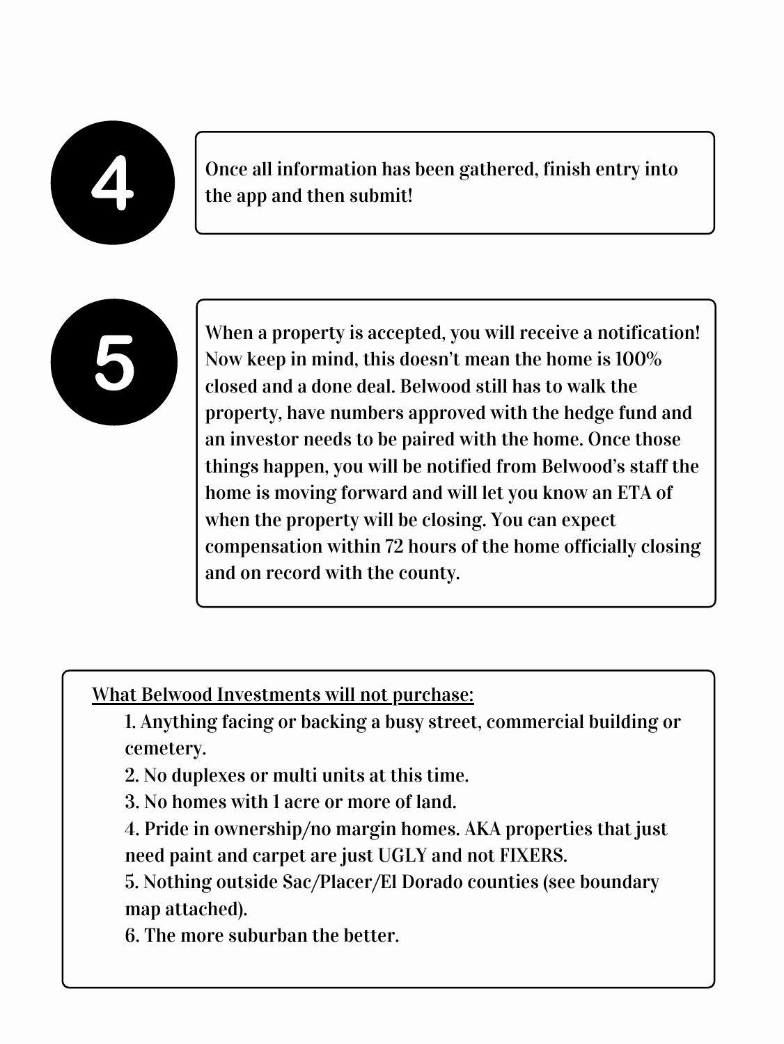**4**

Once all information has been gathered, finish entry into the app and then submit!

**5**

When a property is accepted, you will receive a notification! Now keep in mind, this doesn't mean the home is 100% closed and a done deal. Belwood still has to walk the property, have numbers approved with the hedge fund and an investor needs to be paired with the home. Once those things happen, you will be notified from Belwood's staff the home is moving forward and will let you know an ETA of when the property will be closing. You can expect compensation within 72 hours of the home officially closing and on record with the county.

<u>What Belwood Investments will not purchase:</u>

1. Anything facing or backing a busy street, commercial building or cemetery.
2. No duplexes or multi units at this time.
3. No homes with 1 acre or more of land.
4. Pride in ownership/no margin homes. AKA properties that just need paint and carpet are just UGLY and not FIXERS.
5. Nothing outside Sac/Placer/El Dorado counties (see boundary map attached).
6. The more suburban the better.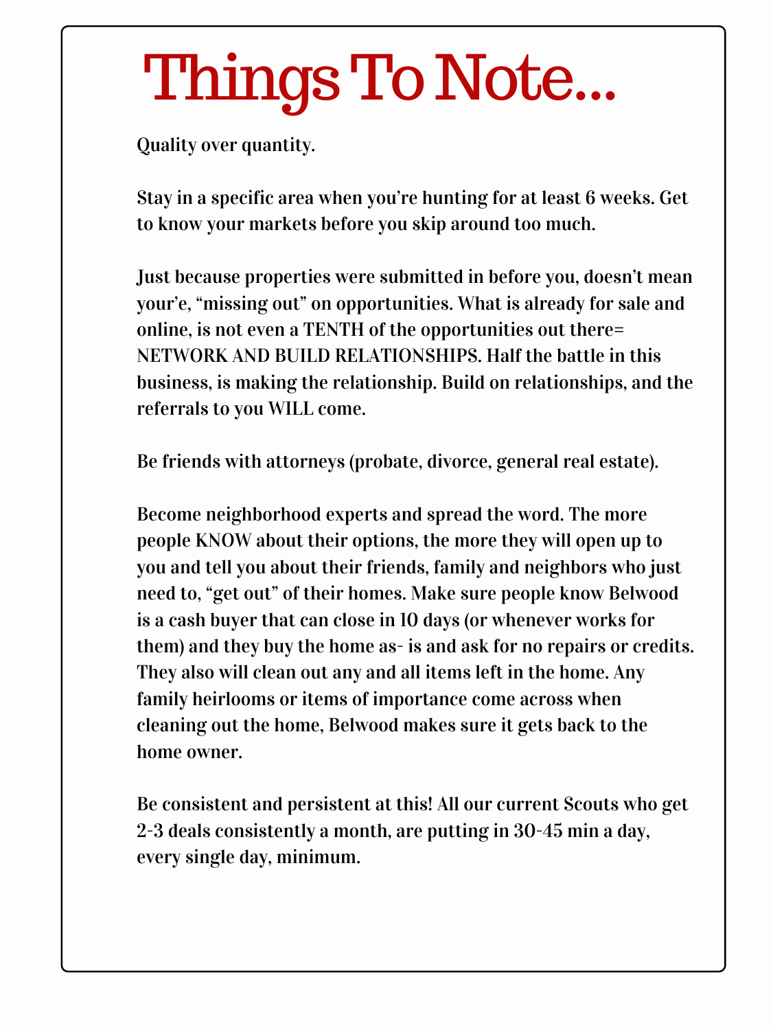# Things To Note...

Quality over quantity.

Stay in a specific area when you're hunting for at least 6 weeks. Get to know your markets before you skip around too much.

Just because properties were submitted in before you, doesn't mean your'e, "missing out" on opportunities. What is already for sale and online, is not even a TENTH of the opportunities out there= NETWORK AND BUILD RELATIONSHIPS. Half the battle in this business, is making the relationship. Build on relationships, and the referrals to you WILL come.

Be friends with attorneys (probate, divorce, general real estate).

Become neighborhood experts and spread the word. The more people KNOW about their options, the more they will open up to you and tell you about their friends, family and neighbors who just need to, "get out" of their homes. Make sure people know Belwood is a cash buyer that can close in 10 days (or whenever works for them) and they buy the home as- is and ask for no repairs or credits. They also will clean out any and all items left in the home. Any family heirlooms or items of importance come across when cleaning out the home, Belwood makes sure it gets back to the home owner.

Be consistent and persistent at this! All our current Scouts who get 2-3 deals consistently a month, are putting in 30-45 min a day, every single day, minimum.